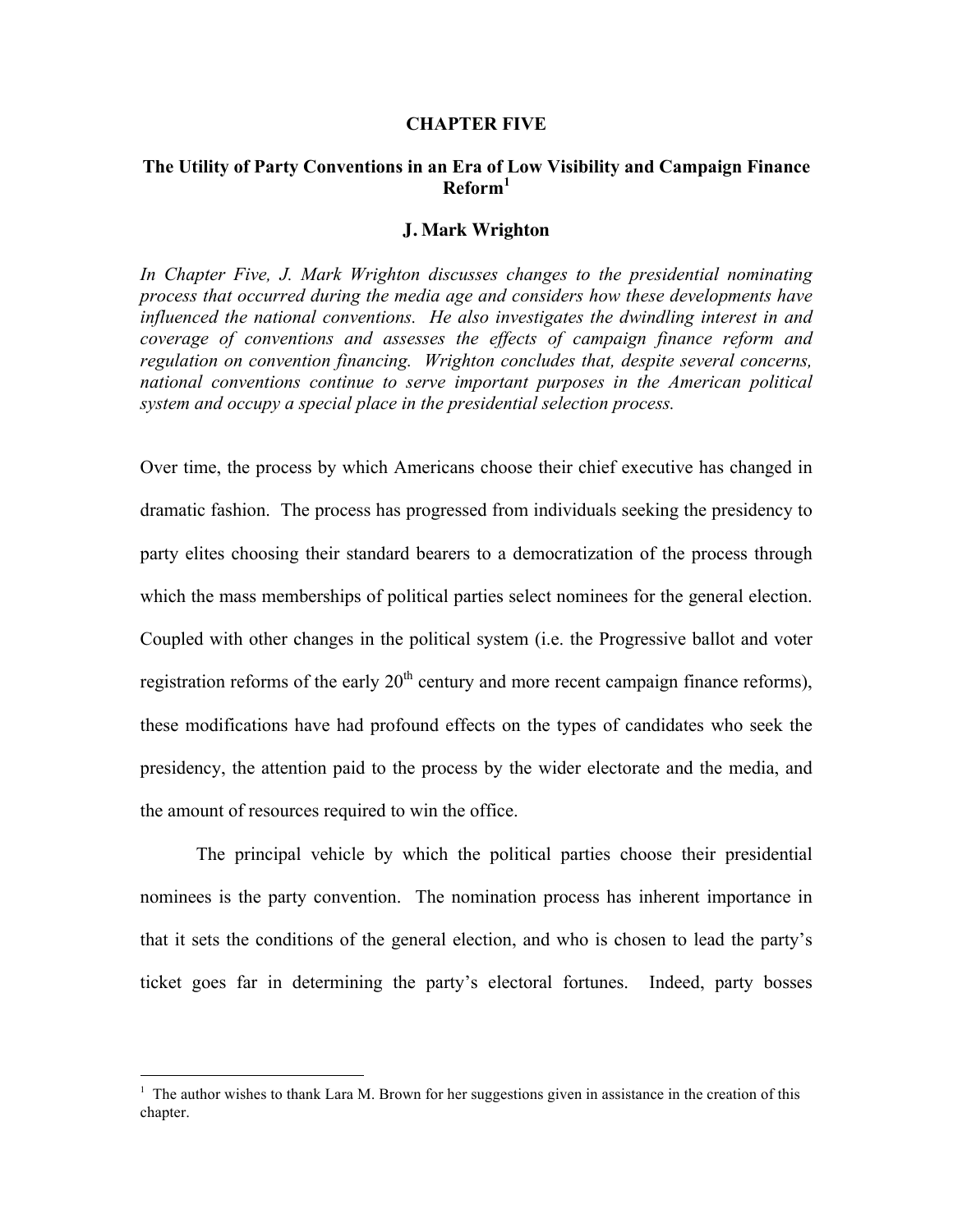# CHAPTER FIVE

## The Utility of Party Conventions in an Era of Low Visibility and Campaign Finance Reform[1]

### J. Mark Wrighton

*In Chapter Five, J. Mark Wrighton discusses changes to the presidential nominating process that occurred during the media age and considers how these developments have influenced the national conventions. He also investigates the dwindling interest in and coverage of conventions and assesses the effects of campaign finance reform and regulation on convention financing. Wrighton concludes that, despite several concerns, national conventions continue to serve important purposes in the American political system and occupy a special place in the presidential selection process.*

Over time, the process by which Americans choose their chief executive has changed in dramatic fashion. The process has progressed from individuals seeking the presidency to party elites choosing their standard bearers to a democratization of the process through which the mass memberships of political parties select nominees for the general election. Coupled with other changes in the political system (i.e. the Progressive ballot and voter registration reforms of the early 20th century and more recent campaign finance reforms), these modifications have had profound effects on the types of candidates who seek the presidency, the attention paid to the process by the wider electorate and the media, and the amount of resources required to win the office.

The principal vehicle by which the political parties choose their presidential nominees is the party convention. The nomination process has inherent importance in that it sets the conditions of the general election, and who is chosen to lead the party's ticket goes far in determining the party's electoral fortunes. Indeed, party bosses

---

[1] The author wishes to thank Lara M. Brown for her suggestions given in assistance in the creation of this chapter.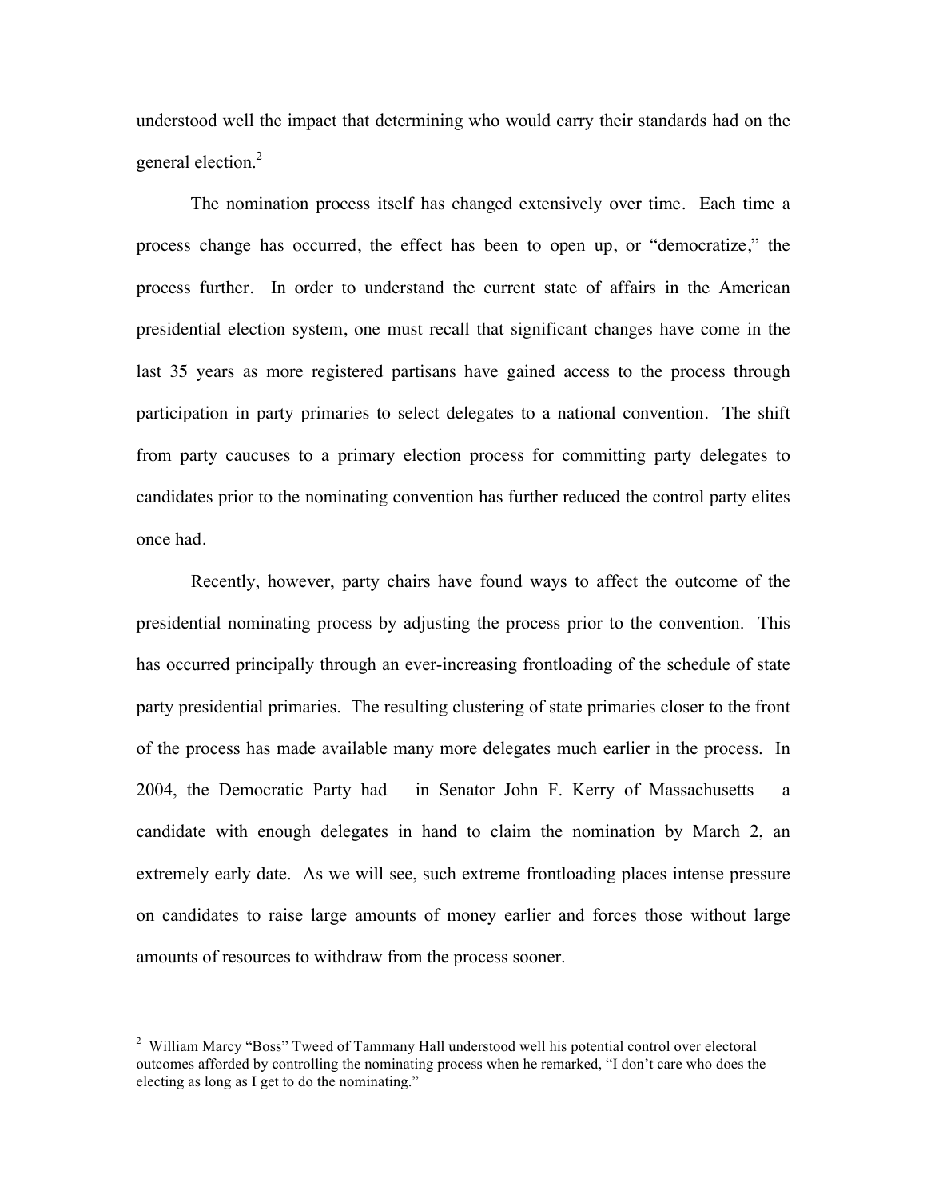understood well the impact that determining who would carry their standards had on the general election.[2]

The nomination process itself has changed extensively over time. Each time a process change has occurred, the effect has been to open up, or "democratize," the process further. In order to understand the current state of affairs in the American presidential election system, one must recall that significant changes have come in the last 35 years as more registered partisans have gained access to the process through participation in party primaries to select delegates to a national convention. The shift from party caucuses to a primary election process for committing party delegates to candidates prior to the nominating convention has further reduced the control party elites once had.

Recently, however, party chairs have found ways to affect the outcome of the presidential nominating process by adjusting the process prior to the convention. This has occurred principally through an ever-increasing frontloading of the schedule of state party presidential primaries. The resulting clustering of state primaries closer to the front of the process has made available many more delegates much earlier in the process. In 2004, the Democratic Party had – in Senator John F. Kerry of Massachusetts – a candidate with enough delegates in hand to claim the nomination by March 2, an extremely early date. As we will see, such extreme frontloading places intense pressure on candidates to raise large amounts of money earlier and forces those without large amounts of resources to withdraw from the process sooner.

---

[2] William Marcy "Boss" Tweed of Tammany Hall understood well his potential control over electoral outcomes afforded by controlling the nominating process when he remarked, "I don't care who does the electing as long as I get to do the nominating."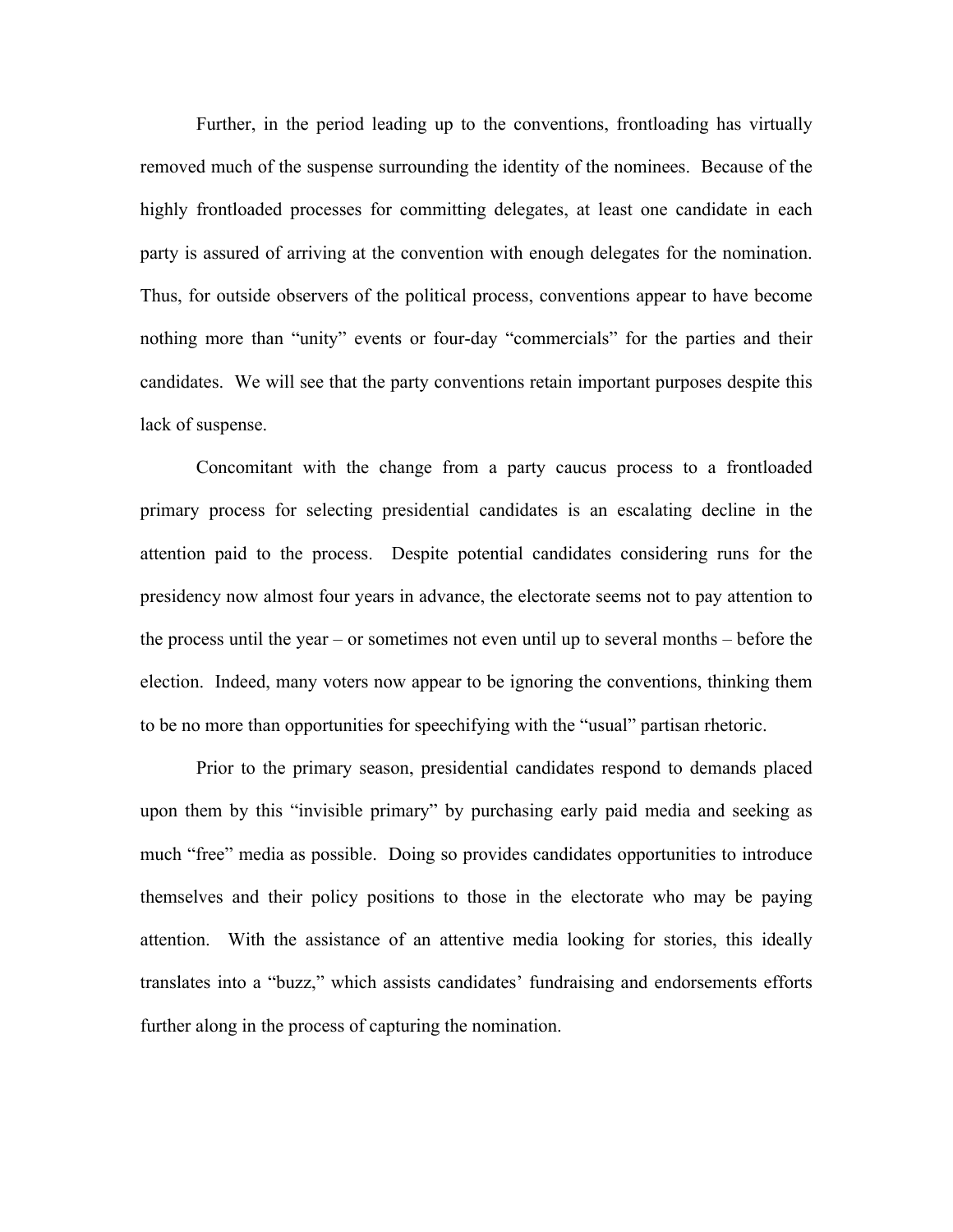Further, in the period leading up to the conventions, frontloading has virtually removed much of the suspense surrounding the identity of the nominees. Because of the highly frontloaded processes for committing delegates, at least one candidate in each party is assured of arriving at the convention with enough delegates for the nomination. Thus, for outside observers of the political process, conventions appear to have become nothing more than "unity" events or four-day "commercials" for the parties and their candidates. We will see that the party conventions retain important purposes despite this lack of suspense.

Concomitant with the change from a party caucus process to a frontloaded primary process for selecting presidential candidates is an escalating decline in the attention paid to the process. Despite potential candidates considering runs for the presidency now almost four years in advance, the electorate seems not to pay attention to the process until the year – or sometimes not even until up to several months – before the election. Indeed, many voters now appear to be ignoring the conventions, thinking them to be no more than opportunities for speechifying with the "usual" partisan rhetoric.

Prior to the primary season, presidential candidates respond to demands placed upon them by this "invisible primary" by purchasing early paid media and seeking as much "free" media as possible. Doing so provides candidates opportunities to introduce themselves and their policy positions to those in the electorate who may be paying attention. With the assistance of an attentive media looking for stories, this ideally translates into a "buzz," which assists candidates' fundraising and endorsements efforts further along in the process of capturing the nomination.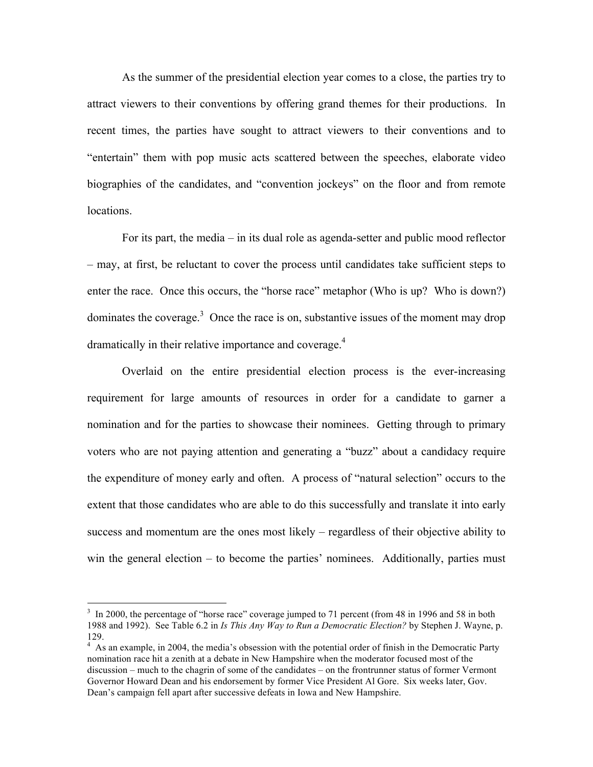As the summer of the presidential election year comes to a close, the parties try to attract viewers to their conventions by offering grand themes for their productions. In recent times, the parties have sought to attract viewers to their conventions and to "entertain" them with pop music acts scattered between the speeches, elaborate video biographies of the candidates, and "convention jockeys" on the floor and from remote locations.

For its part, the media – in its dual role as agenda-setter and public mood reflector – may, at first, be reluctant to cover the process until candidates take sufficient steps to enter the race. Once this occurs, the "horse race" metaphor (Who is up? Who is down?) dominates the coverage.[3] Once the race is on, substantive issues of the moment may drop dramatically in their relative importance and coverage.[4]

Overlaid on the entire presidential election process is the ever-increasing requirement for large amounts of resources in order for a candidate to garner a nomination and for the parties to showcase their nominees. Getting through to primary voters who are not paying attention and generating a "buzz" about a candidacy require the expenditure of money early and often. A process of "natural selection" occurs to the extent that those candidates who are able to do this successfully and translate it into early success and momentum are the ones most likely – regardless of their objective ability to win the general election – to become the parties' nominees. Additionally, parties must

---

[3] In 2000, the percentage of "horse race" coverage jumped to 71 percent (from 48 in 1996 and 58 in both 1988 and 1992). See Table 6.2 in *Is This Any Way to Run a Democratic Election?* by Stephen J. Wayne, p. 129.

[4] As an example, in 2004, the media's obsession with the potential order of finish in the Democratic Party nomination race hit a zenith at a debate in New Hampshire when the moderator focused most of the discussion – much to the chagrin of some of the candidates – on the frontrunner status of former Vermont Governor Howard Dean and his endorsement by former Vice President Al Gore. Six weeks later, Gov. Dean's campaign fell apart after successive defeats in Iowa and New Hampshire.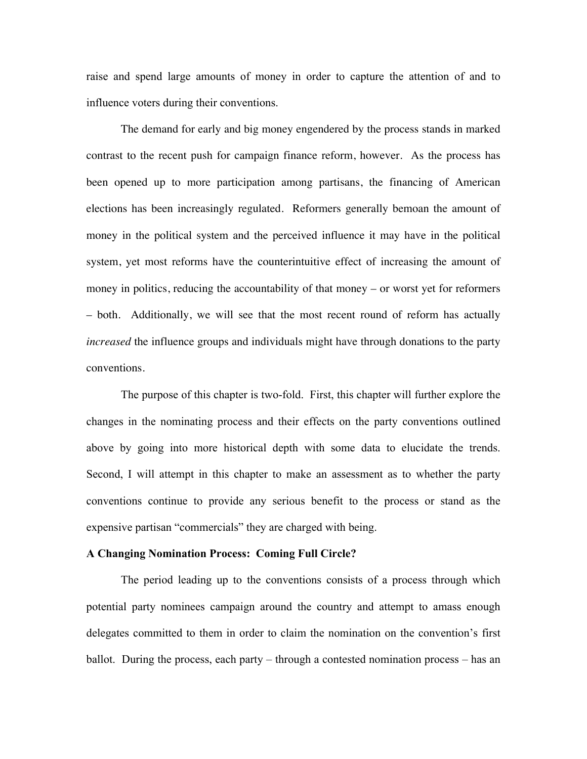raise and spend large amounts of money in order to capture the attention of and to influence voters during their conventions.

The demand for early and big money engendered by the process stands in marked contrast to the recent push for campaign finance reform, however. As the process has been opened up to more participation among partisans, the financing of American elections has been increasingly regulated. Reformers generally bemoan the amount of money in the political system and the perceived influence it may have in the political system, yet most reforms have the counterintuitive effect of increasing the amount of money in politics, reducing the accountability of that money – or worst yet for reformers – both. Additionally, we will see that the most recent round of reform has actually *increased* the influence groups and individuals might have through donations to the party conventions.

The purpose of this chapter is two-fold. First, this chapter will further explore the changes in the nominating process and their effects on the party conventions outlined above by going into more historical depth with some data to elucidate the trends. Second, I will attempt in this chapter to make an assessment as to whether the party conventions continue to provide any serious benefit to the process or stand as the expensive partisan "commercials" they are charged with being.

**A Changing Nomination Process: Coming Full Circle?**

The period leading up to the conventions consists of a process through which potential party nominees campaign around the country and attempt to amass enough delegates committed to them in order to claim the nomination on the convention's first ballot. During the process, each party – through a contested nomination process – has an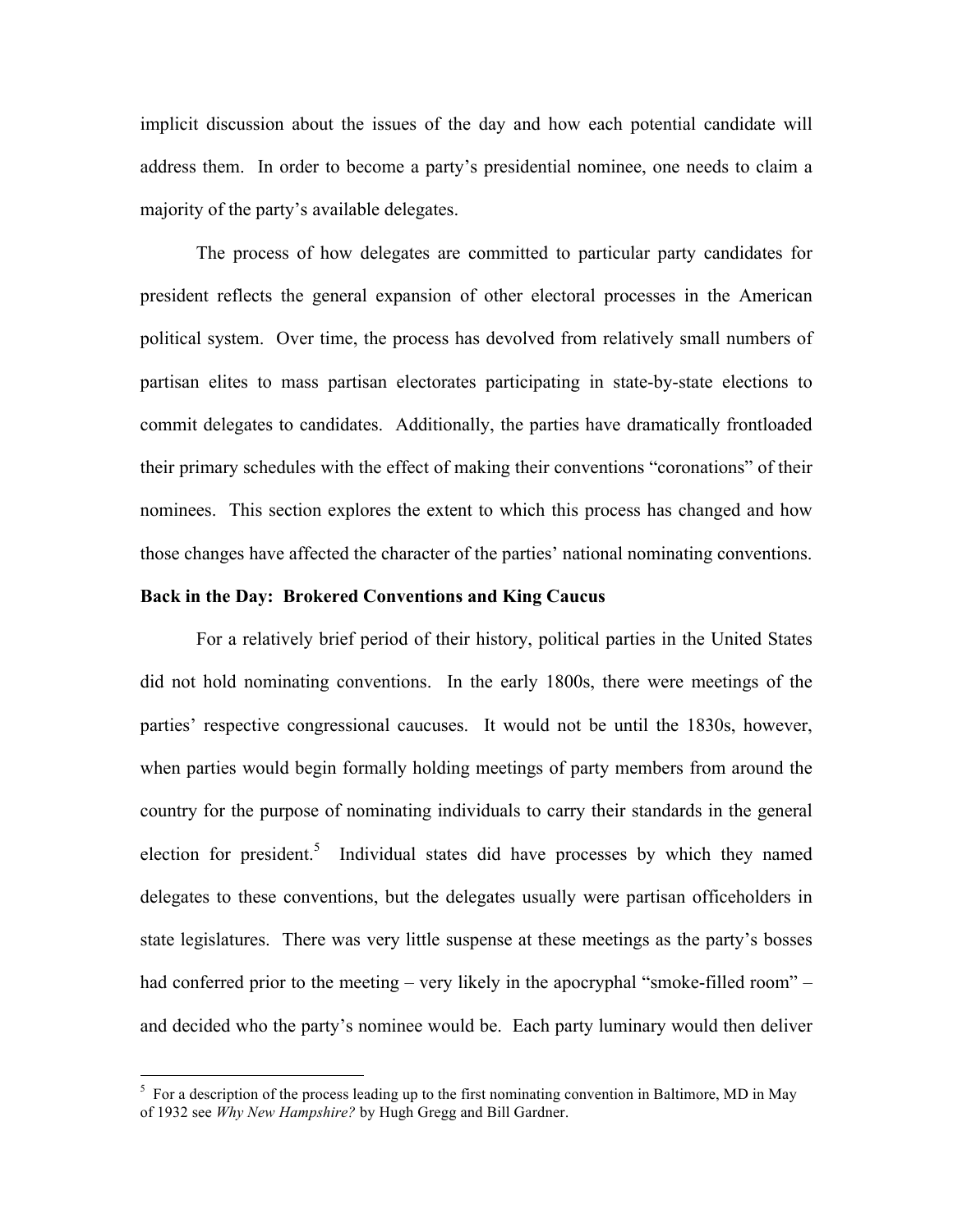implicit discussion about the issues of the day and how each potential candidate will address them. In order to become a party's presidential nominee, one needs to claim a majority of the party's available delegates.

The process of how delegates are committed to particular party candidates for president reflects the general expansion of other electoral processes in the American political system. Over time, the process has devolved from relatively small numbers of partisan elites to mass partisan electorates participating in state-by-state elections to commit delegates to candidates. Additionally, the parties have dramatically frontloaded their primary schedules with the effect of making their conventions "coronations" of their nominees. This section explores the extent to which this process has changed and how those changes have affected the character of the parties' national nominating conventions.

**Back in the Day: Brokered Conventions and King Caucus**

For a relatively brief period of their history, political parties in the United States did not hold nominating conventions. In the early 1800s, there were meetings of the parties' respective congressional caucuses. It would not be until the 1830s, however, when parties would begin formally holding meetings of party members from around the country for the purpose of nominating individuals to carry their standards in the general election for president.[5] Individual states did have processes by which they named delegates to these conventions, but the delegates usually were partisan officeholders in state legislatures. There was very little suspense at these meetings as the party's bosses had conferred prior to the meeting – very likely in the apocryphal "smoke-filled room" – and decided who the party's nominee would be. Each party luminary would then deliver

---

[5] For a description of the process leading up to the first nominating convention in Baltimore, MD in May of 1932 see *Why New Hampshire?* by Hugh Gregg and Bill Gardner.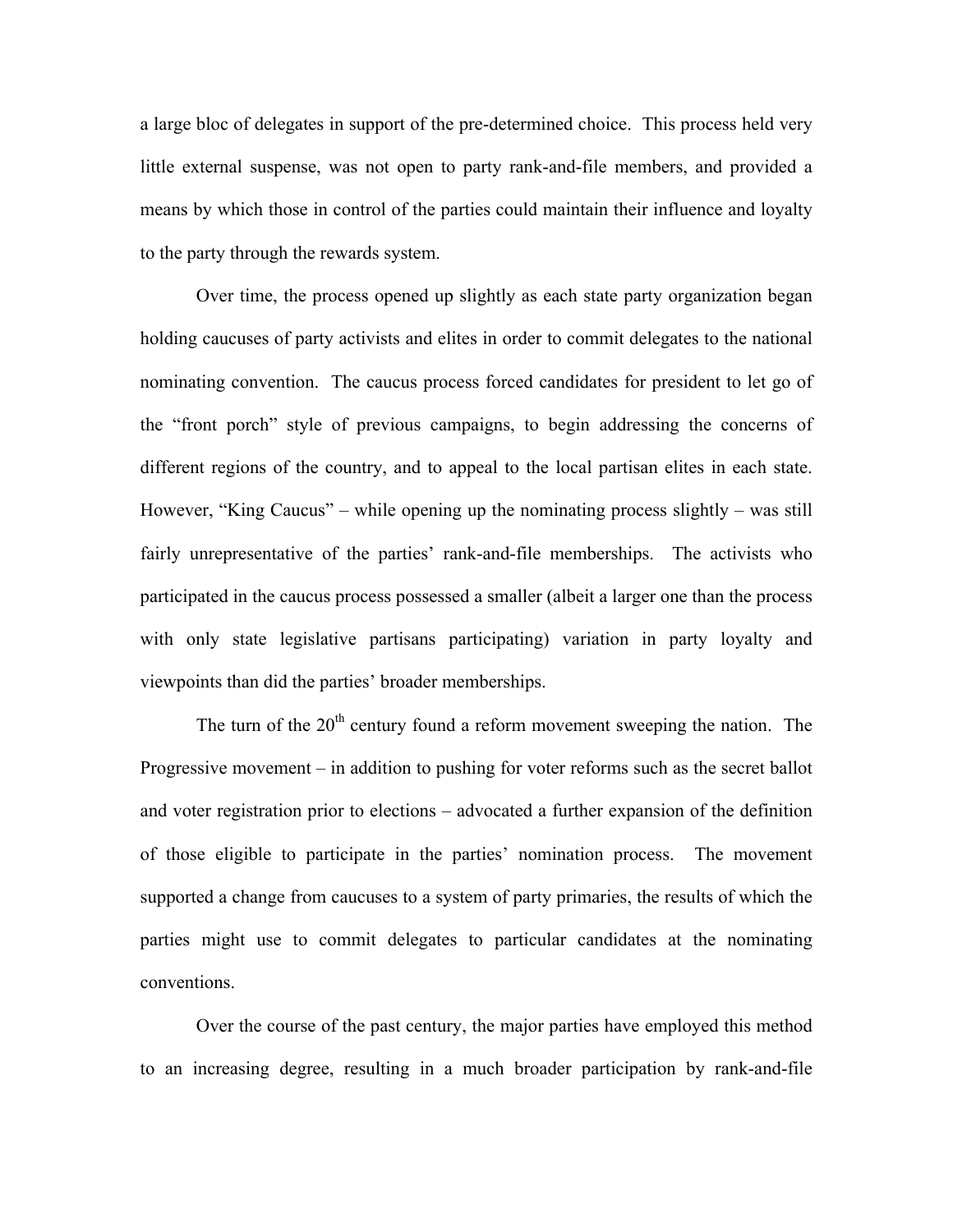a large bloc of delegates in support of the pre-determined choice. This process held very little external suspense, was not open to party rank-and-file members, and provided a means by which those in control of the parties could maintain their influence and loyalty to the party through the rewards system.

Over time, the process opened up slightly as each state party organization began holding caucuses of party activists and elites in order to commit delegates to the national nominating convention. The caucus process forced candidates for president to let go of the "front porch" style of previous campaigns, to begin addressing the concerns of different regions of the country, and to appeal to the local partisan elites in each state. However, "King Caucus" – while opening up the nominating process slightly – was still fairly unrepresentative of the parties' rank-and-file memberships. The activists who participated in the caucus process possessed a smaller (albeit a larger one than the process with only state legislative partisans participating) variation in party loyalty and viewpoints than did the parties' broader memberships.

The turn of the 20th century found a reform movement sweeping the nation. The Progressive movement – in addition to pushing for voter reforms such as the secret ballot and voter registration prior to elections – advocated a further expansion of the definition of those eligible to participate in the parties' nomination process. The movement supported a change from caucuses to a system of party primaries, the results of which the parties might use to commit delegates to particular candidates at the nominating conventions.

Over the course of the past century, the major parties have employed this method to an increasing degree, resulting in a much broader participation by rank-and-file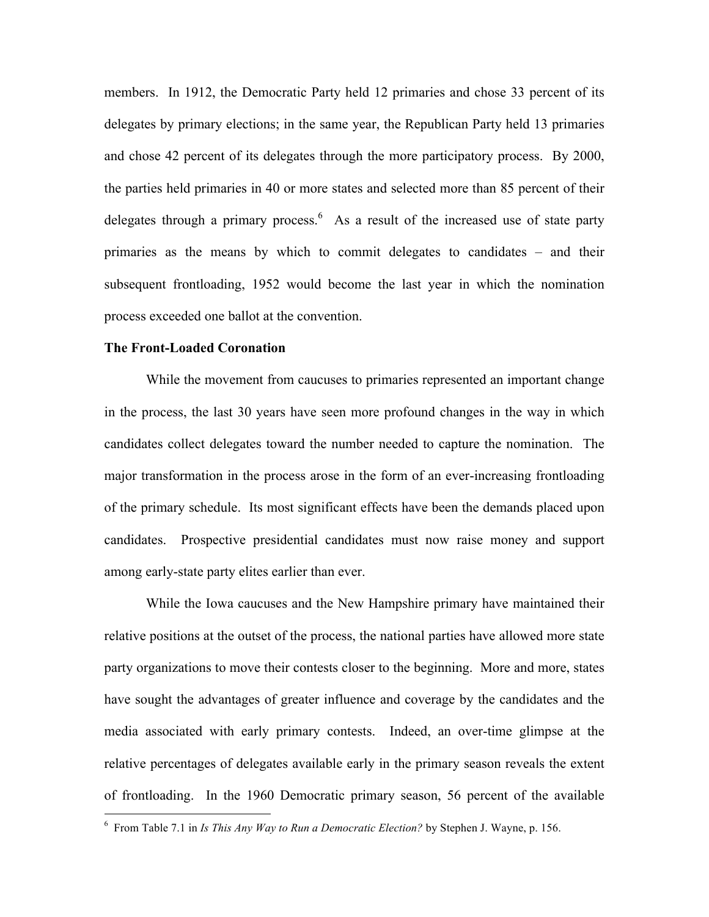members. In 1912, the Democratic Party held 12 primaries and chose 33 percent of its delegates by primary elections; in the same year, the Republican Party held 13 primaries and chose 42 percent of its delegates through the more participatory process. By 2000, the parties held primaries in 40 or more states and selected more than 85 percent of their delegates through a primary process.[6] As a result of the increased use of state party primaries as the means by which to commit delegates to candidates – and their subsequent frontloading, 1952 would become the last year in which the nomination process exceeded one ballot at the convention.

**The Front-Loaded Coronation**

While the movement from caucuses to primaries represented an important change in the process, the last 30 years have seen more profound changes in the way in which candidates collect delegates toward the number needed to capture the nomination. The major transformation in the process arose in the form of an ever-increasing frontloading of the primary schedule. Its most significant effects have been the demands placed upon candidates. Prospective presidential candidates must now raise money and support among early-state party elites earlier than ever.

While the Iowa caucuses and the New Hampshire primary have maintained their relative positions at the outset of the process, the national parties have allowed more state party organizations to move their contests closer to the beginning. More and more, states have sought the advantages of greater influence and coverage by the candidates and the media associated with early primary contests. Indeed, an over-time glimpse at the relative percentages of delegates available early in the primary season reveals the extent of frontloading. In the 1960 Democratic primary season, 56 percent of the available

[6] From Table 7.1 in *Is This Any Way to Run a Democratic Election?* by Stephen J. Wayne, p. 156.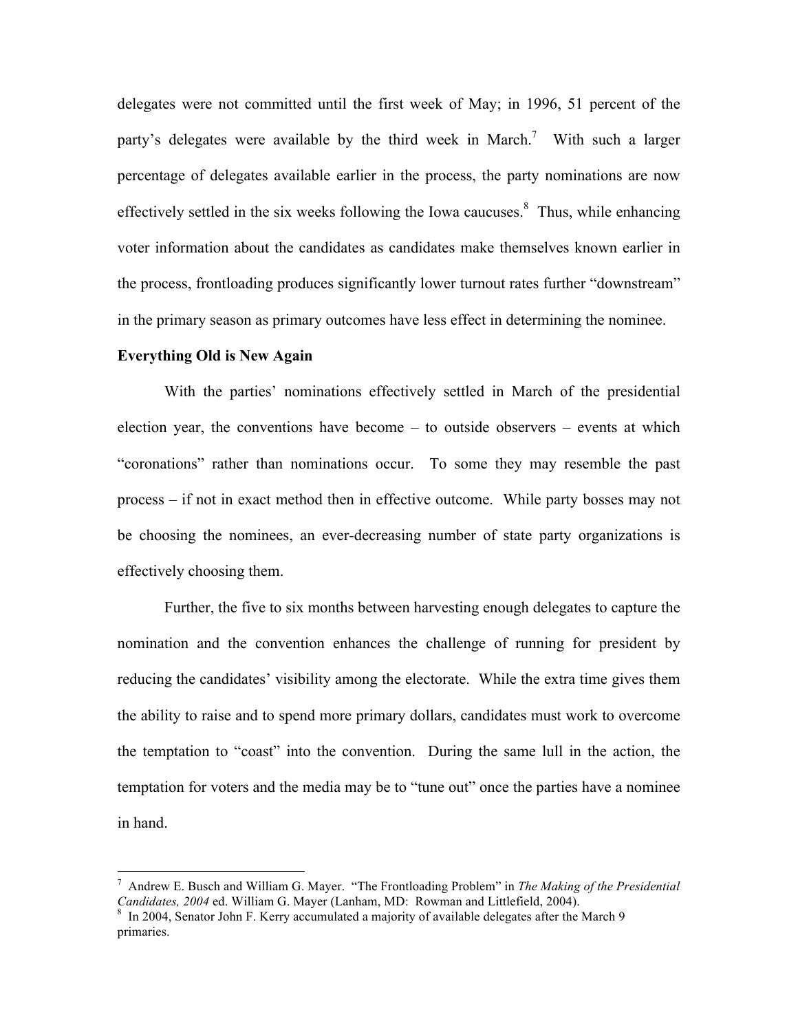delegates were not committed until the first week of May; in 1996, 51 percent of the party's delegates were available by the third week in March.[7] With such a larger percentage of delegates available earlier in the process, the party nominations are now effectively settled in the six weeks following the Iowa caucuses.[8] Thus, while enhancing voter information about the candidates as candidates make themselves known earlier in the process, frontloading produces significantly lower turnout rates further "downstream" in the primary season as primary outcomes have less effect in determining the nominee.

**Everything Old is New Again**

With the parties' nominations effectively settled in March of the presidential election year, the conventions have become – to outside observers – events at which "coronations" rather than nominations occur. To some they may resemble the past process – if not in exact method then in effective outcome. While party bosses may not be choosing the nominees, an ever-decreasing number of state party organizations is effectively choosing them.

Further, the five to six months between harvesting enough delegates to capture the nomination and the convention enhances the challenge of running for president by reducing the candidates' visibility among the electorate. While the extra time gives them the ability to raise and to spend more primary dollars, candidates must work to overcome the temptation to "coast" into the convention. During the same lull in the action, the temptation for voters and the media may be to "tune out" once the parties have a nominee in hand.

---

[7] Andrew E. Busch and William G. Mayer. "The Frontloading Problem" in *The Making of the Presidential Candidates, 2004* ed. William G. Mayer (Lanham, MD: Rowman and Littlefield, 2004).

[8] In 2004, Senator John F. Kerry accumulated a majority of available delegates after the March 9 primaries.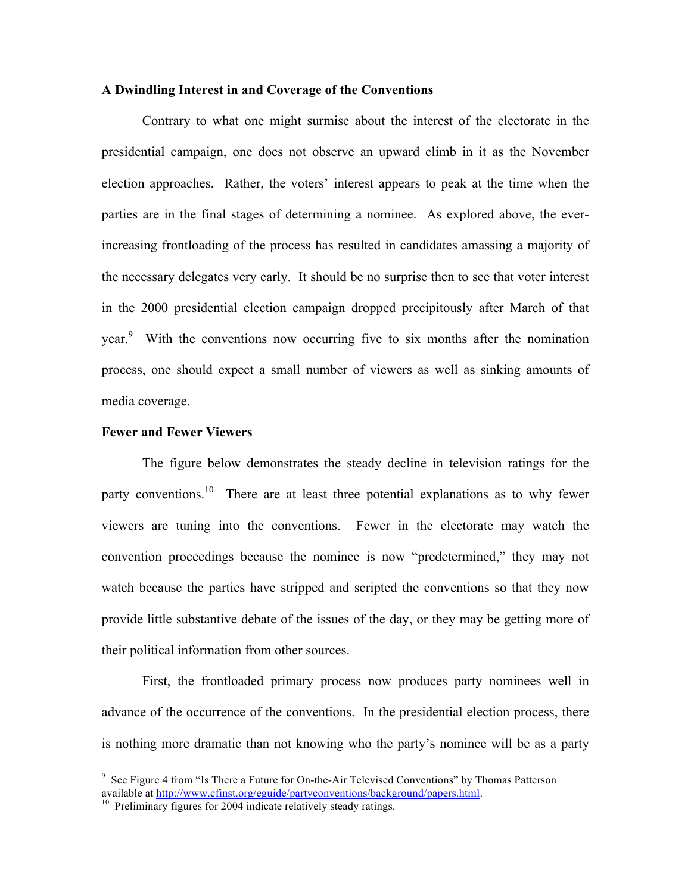**A Dwindling Interest in and Coverage of the Conventions**

Contrary to what one might surmise about the interest of the electorate in the presidential campaign, one does not observe an upward climb in it as the November election approaches. Rather, the voters' interest appears to peak at the time when the parties are in the final stages of determining a nominee. As explored above, the ever-increasing frontloading of the process has resulted in candidates amassing a majority of the necessary delegates very early. It should be no surprise then to see that voter interest in the 2000 presidential election campaign dropped precipitously after March of that year.[9] With the conventions now occurring five to six months after the nomination process, one should expect a small number of viewers as well as sinking amounts of media coverage.

**Fewer and Fewer Viewers**

The figure below demonstrates the steady decline in television ratings for the party conventions.[10] There are at least three potential explanations as to why fewer viewers are tuning into the conventions. Fewer in the electorate may watch the convention proceedings because the nominee is now "predetermined," they may not watch because the parties have stripped and scripted the conventions so that they now provide little substantive debate of the issues of the day, or they may be getting more of their political information from other sources.

First, the frontloaded primary process now produces party nominees well in advance of the occurrence of the conventions. In the presidential election process, there is nothing more dramatic than not knowing who the party's nominee will be as a party

---

[9] See Figure 4 from "Is There a Future for On-the-Air Televised Conventions" by Thomas Patterson available at http://www.cfinst.org/eguide/partyconventions/background/papers.html.

[10] Preliminary figures for 2004 indicate relatively steady ratings.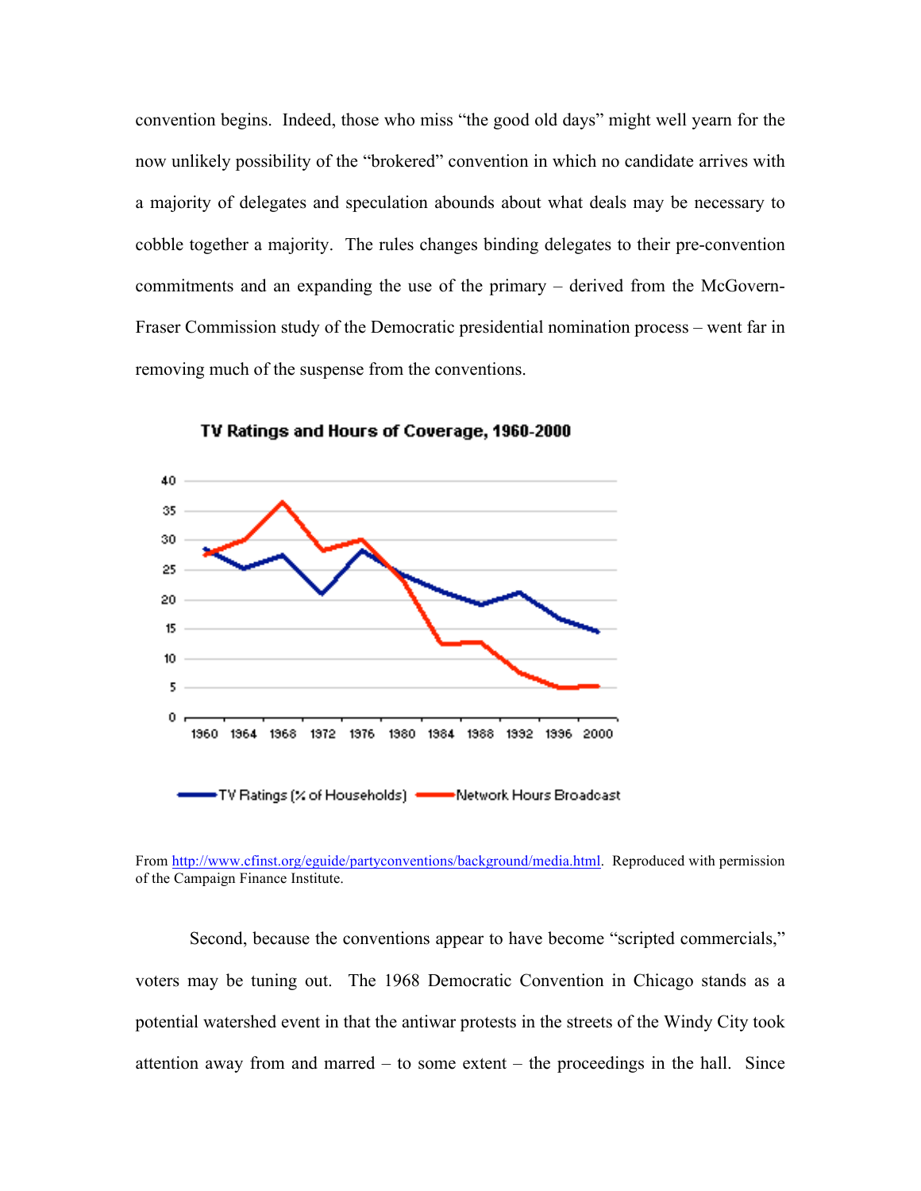convention begins. Indeed, those who miss "the good old days" might well yearn for the now unlikely possibility of the "brokered" convention in which no candidate arrives with a majority of delegates and speculation abounds about what deals may be necessary to cobble together a majority. The rules changes binding delegates to their pre-convention commitments and an expanding the use of the primary – derived from the McGovern-Fraser Commission study of the Democratic presidential nomination process – went far in removing much of the suspense from the conventions.

**TV Ratings and Hours of Coverage, 1960-2000**

From http://www.cfinst.org/eguide/partyconventions/background/media.html. Reproduced with permission of the Campaign Finance Institute.

Second, because the conventions appear to have become "scripted commercials," voters may be tuning out. The 1968 Democratic Convention in Chicago stands as a potential watershed event in that the antiwar protests in the streets of the Windy City took attention away from and marred – to some extent – the proceedings in the hall. Since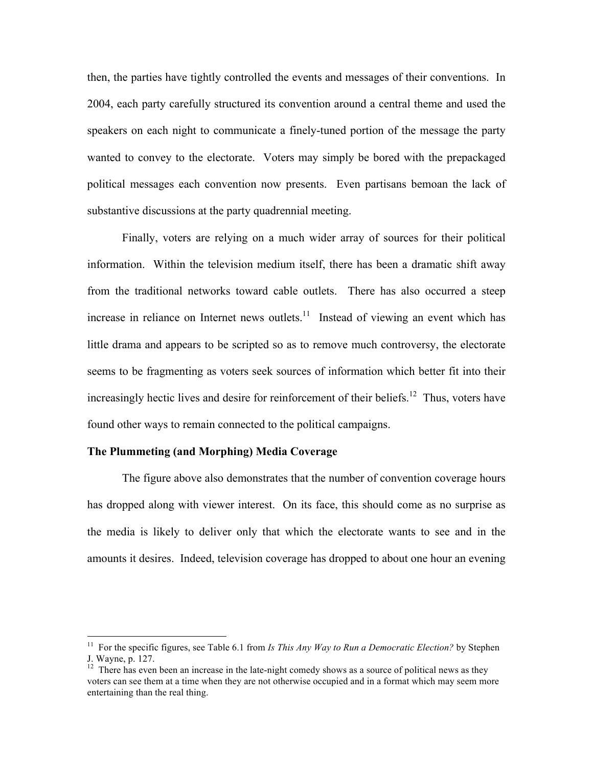then, the parties have tightly controlled the events and messages of their conventions. In 2004, each party carefully structured its convention around a central theme and used the speakers on each night to communicate a finely-tuned portion of the message the party wanted to convey to the electorate. Voters may simply be bored with the prepackaged political messages each convention now presents. Even partisans bemoan the lack of substantive discussions at the party quadrennial meeting.

Finally, voters are relying on a much wider array of sources for their political information. Within the television medium itself, there has been a dramatic shift away from the traditional networks toward cable outlets. There has also occurred a steep increase in reliance on Internet news outlets.[11] Instead of viewing an event which has little drama and appears to be scripted so as to remove much controversy, the electorate seems to be fragmenting as voters seek sources of information which better fit into their increasingly hectic lives and desire for reinforcement of their beliefs.[12] Thus, voters have found other ways to remain connected to the political campaigns.

**The Plummeting (and Morphing) Media Coverage**

The figure above also demonstrates that the number of convention coverage hours has dropped along with viewer interest. On its face, this should come as no surprise as the media is likely to deliver only that which the electorate wants to see and in the amounts it desires. Indeed, television coverage has dropped to about one hour an evening

---

[11] For the specific figures, see Table 6.1 from *Is This Any Way to Run a Democratic Election?* by Stephen J. Wayne, p. 127.

[12] There has even been an increase in the late-night comedy shows as a source of political news as they voters can see them at a time when they are not otherwise occupied and in a format which may seem more entertaining than the real thing.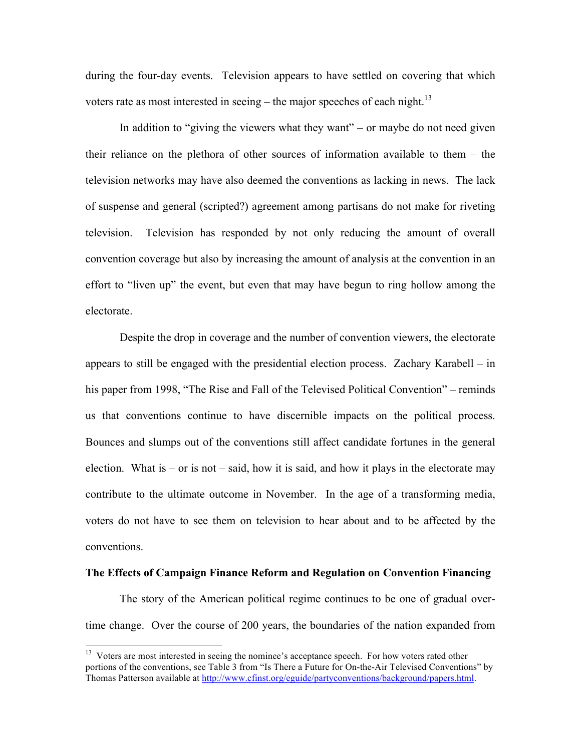during the four-day events. Television appears to have settled on covering that which voters rate as most interested in seeing – the major speeches of each night.[13]

In addition to "giving the viewers what they want" – or maybe do not need given their reliance on the plethora of other sources of information available to them – the television networks may have also deemed the conventions as lacking in news. The lack of suspense and general (scripted?) agreement among partisans do not make for riveting television. Television has responded by not only reducing the amount of overall convention coverage but also by increasing the amount of analysis at the convention in an effort to "liven up" the event, but even that may have begun to ring hollow among the electorate.

Despite the drop in coverage and the number of convention viewers, the electorate appears to still be engaged with the presidential election process. Zachary Karabell – in his paper from 1998, "The Rise and Fall of the Televised Political Convention" – reminds us that conventions continue to have discernible impacts on the political process. Bounces and slumps out of the conventions still affect candidate fortunes in the general election. What is – or is not – said, how it is said, and how it plays in the electorate may contribute to the ultimate outcome in November. In the age of a transforming media, voters do not have to see them on television to hear about and to be affected by the conventions.

**The Effects of Campaign Finance Reform and Regulation on Convention Financing**

The story of the American political regime continues to be one of gradual over-time change. Over the course of 200 years, the boundaries of the nation expanded from

[13] Voters are most interested in seeing the nominee's acceptance speech. For how voters rated other portions of the conventions, see Table 3 from "Is There a Future for On-the-Air Televised Conventions" by Thomas Patterson available at http://www.cfinst.org/eguide/partyconventions/background/papers.html.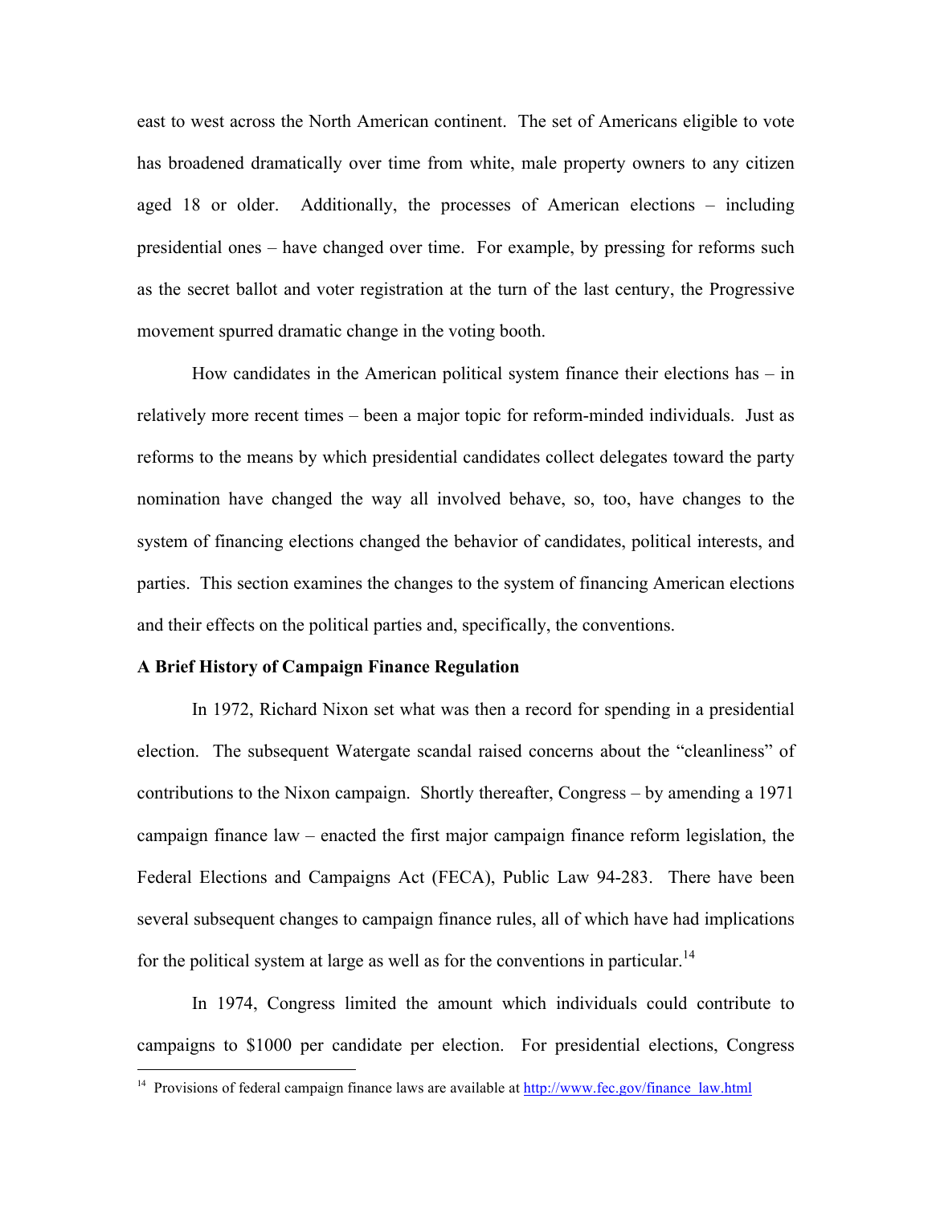east to west across the North American continent. The set of Americans eligible to vote has broadened dramatically over time from white, male property owners to any citizen aged 18 or older. Additionally, the processes of American elections – including presidential ones – have changed over time. For example, by pressing for reforms such as the secret ballot and voter registration at the turn of the last century, the Progressive movement spurred dramatic change in the voting booth.

How candidates in the American political system finance their elections has – in relatively more recent times – been a major topic for reform-minded individuals. Just as reforms to the means by which presidential candidates collect delegates toward the party nomination have changed the way all involved behave, so, too, have changes to the system of financing elections changed the behavior of candidates, political interests, and parties. This section examines the changes to the system of financing American elections and their effects on the political parties and, specifically, the conventions.

**A Brief History of Campaign Finance Regulation**

In 1972, Richard Nixon set what was then a record for spending in a presidential election. The subsequent Watergate scandal raised concerns about the "cleanliness" of contributions to the Nixon campaign. Shortly thereafter, Congress – by amending a 1971 campaign finance law – enacted the first major campaign finance reform legislation, the Federal Elections and Campaigns Act (FECA), Public Law 94-283. There have been several subsequent changes to campaign finance rules, all of which have had implications for the political system at large as well as for the conventions in particular.[14]

In 1974, Congress limited the amount which individuals could contribute to campaigns to $1000 per candidate per election. For presidential elections, Congress

[14] Provisions of federal campaign finance laws are available at http://www.fec.gov/finance_law.html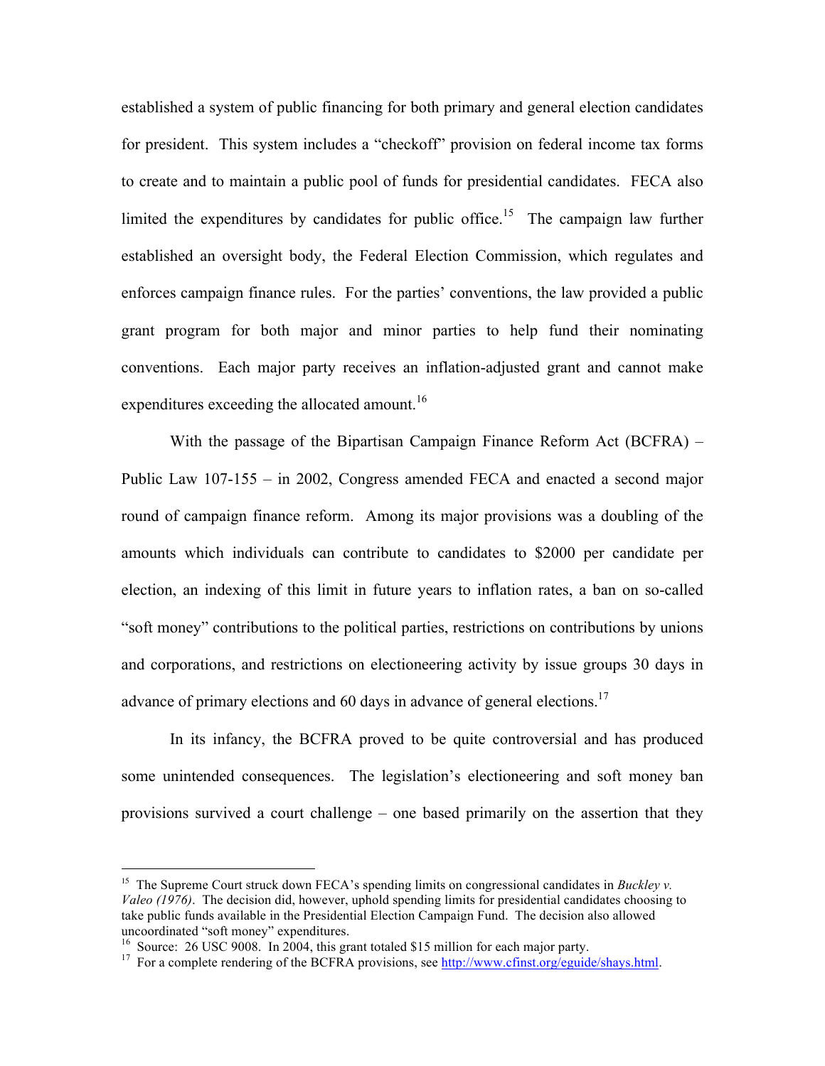established a system of public financing for both primary and general election candidates for president. This system includes a "checkoff" provision on federal income tax forms to create and to maintain a public pool of funds for presidential candidates. FECA also limited the expenditures by candidates for public office.[15] The campaign law further established an oversight body, the Federal Election Commission, which regulates and enforces campaign finance rules. For the parties' conventions, the law provided a public grant program for both major and minor parties to help fund their nominating conventions. Each major party receives an inflation-adjusted grant and cannot make expenditures exceeding the allocated amount.[16]

With the passage of the Bipartisan Campaign Finance Reform Act (BCFRA) – Public Law 107-155 – in 2002, Congress amended FECA and enacted a second major round of campaign finance reform. Among its major provisions was a doubling of the amounts which individuals can contribute to candidates to $2000 per candidate per election, an indexing of this limit in future years to inflation rates, a ban on so-called "soft money" contributions to the political parties, restrictions on contributions by unions and corporations, and restrictions on electioneering activity by issue groups 30 days in advance of primary elections and 60 days in advance of general elections.[17]

In its infancy, the BCFRA proved to be quite controversial and has produced some unintended consequences. The legislation's electioneering and soft money ban provisions survived a court challenge – one based primarily on the assertion that they

---

[15] The Supreme Court struck down FECA's spending limits on congressional candidates in *Buckley v. Valeo (1976)*. The decision did, however, uphold spending limits for presidential candidates choosing to take public funds available in the Presidential Election Campaign Fund. The decision also allowed uncoordinated "soft money" expenditures.

[16] Source: 26 USC 9008. In 2004, this grant totaled $15 million for each major party.

[17] For a complete rendering of the BCFRA provisions, see http://www.cfinst.org/eguide/shays.html.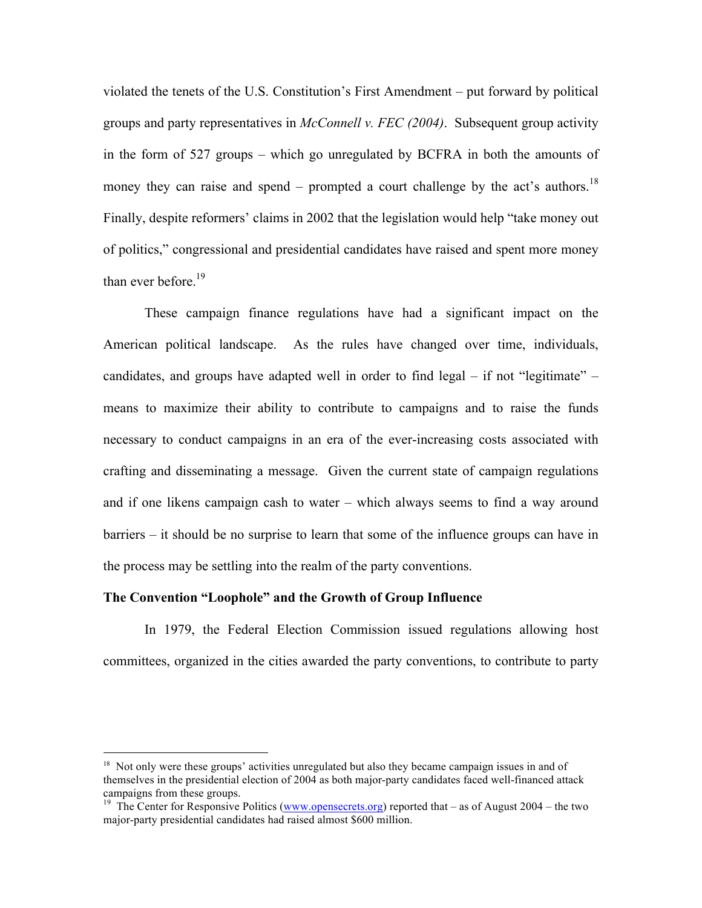violated the tenets of the U.S. Constitution's First Amendment – put forward by political groups and party representatives in *McConnell v. FEC (2004)*. Subsequent group activity in the form of 527 groups – which go unregulated by BCFRA in both the amounts of money they can raise and spend – prompted a court challenge by the act's authors.[18] Finally, despite reformers' claims in 2002 that the legislation would help "take money out of politics," congressional and presidential candidates have raised and spent more money than ever before.[19]

These campaign finance regulations have had a significant impact on the American political landscape. As the rules have changed over time, individuals, candidates, and groups have adapted well in order to find legal – if not "legitimate" – means to maximize their ability to contribute to campaigns and to raise the funds necessary to conduct campaigns in an era of the ever-increasing costs associated with crafting and disseminating a message. Given the current state of campaign regulations and if one likens campaign cash to water – which always seems to find a way around barriers – it should be no surprise to learn that some of the influence groups can have in the process may be settling into the realm of the party conventions.

**The Convention "Loophole" and the Growth of Group Influence**

In 1979, the Federal Election Commission issued regulations allowing host committees, organized in the cities awarded the party conventions, to contribute to party

---

[18] Not only were these groups' activities unregulated but also they became campaign issues in and of themselves in the presidential election of 2004 as both major-party candidates faced well-financed attack campaigns from these groups.

[19] The Center for Responsive Politics (www.opensecrets.org) reported that – as of August 2004 – the two major-party presidential candidates had raised almost $600 million.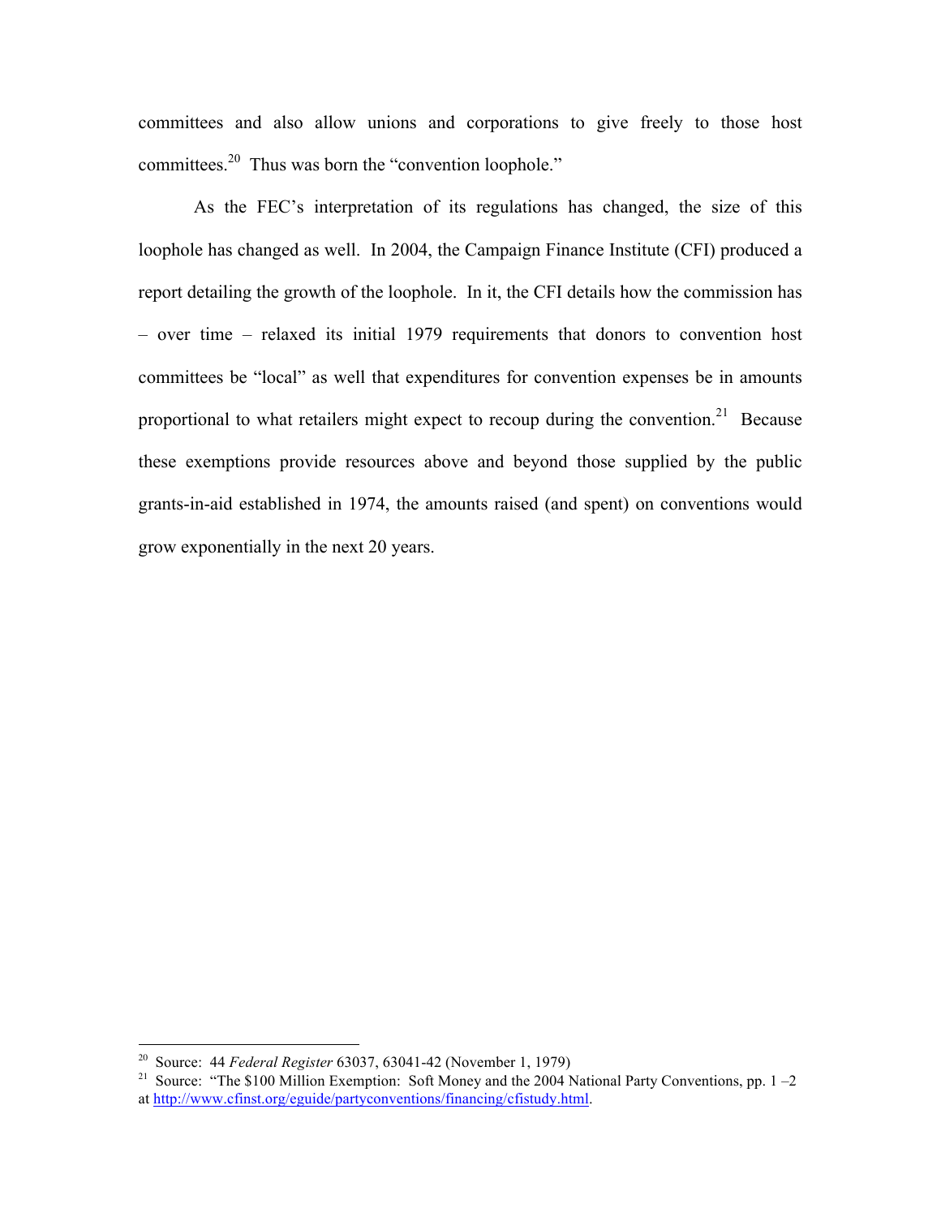committees and also allow unions and corporations to give freely to those host committees.[20] Thus was born the "convention loophole."

As the FEC's interpretation of its regulations has changed, the size of this loophole has changed as well. In 2004, the Campaign Finance Institute (CFI) produced a report detailing the growth of the loophole. In it, the CFI details how the commission has – over time – relaxed its initial 1979 requirements that donors to convention host committees be "local" as well that expenditures for convention expenses be in amounts proportional to what retailers might expect to recoup during the convention.[21] Because these exemptions provide resources above and beyond those supplied by the public grants-in-aid established in 1974, the amounts raised (and spent) on conventions would grow exponentially in the next 20 years.

---

[20] Source: 44 *Federal Register* 63037, 63041-42 (November 1, 1979)

[21] Source: "The $100 Million Exemption: Soft Money and the 2004 National Party Conventions, pp. 1 –2 at http://www.cfinst.org/eguide/partyconventions/financing/cfistudy.html.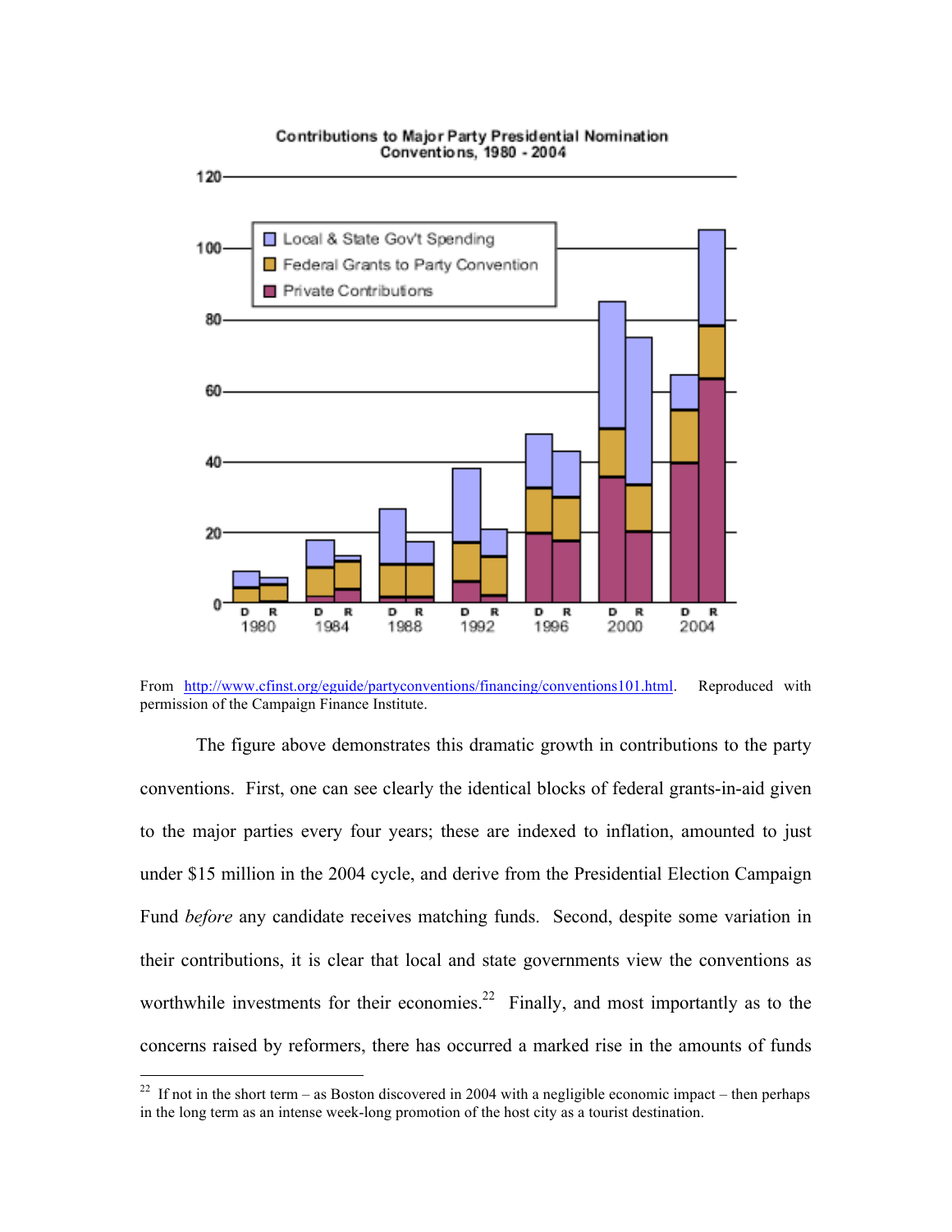**Contributions to Major Party Presidential Nomination Conventions, 1980 - 2004**

From http://www.cfinst.org/eguide/partyconventions/financing/conventions101.html. Reproduced with permission of the Campaign Finance Institute.

The figure above demonstrates this dramatic growth in contributions to the party conventions. First, one can see clearly the identical blocks of federal grants-in-aid given to the major parties every four years; these are indexed to inflation, amounted to just under $15 million in the 2004 cycle, and derive from the Presidential Election Campaign Fund *before* any candidate receives matching funds. Second, despite some variation in their contributions, it is clear that local and state governments view the conventions as worthwhile investments for their economies.[22] Finally, and most importantly as to the concerns raised by reformers, there has occurred a marked rise in the amounts of funds

[22] If not in the short term – as Boston discovered in 2004 with a negligible economic impact – then perhaps in the long term as an intense week-long promotion of the host city as a tourist destination.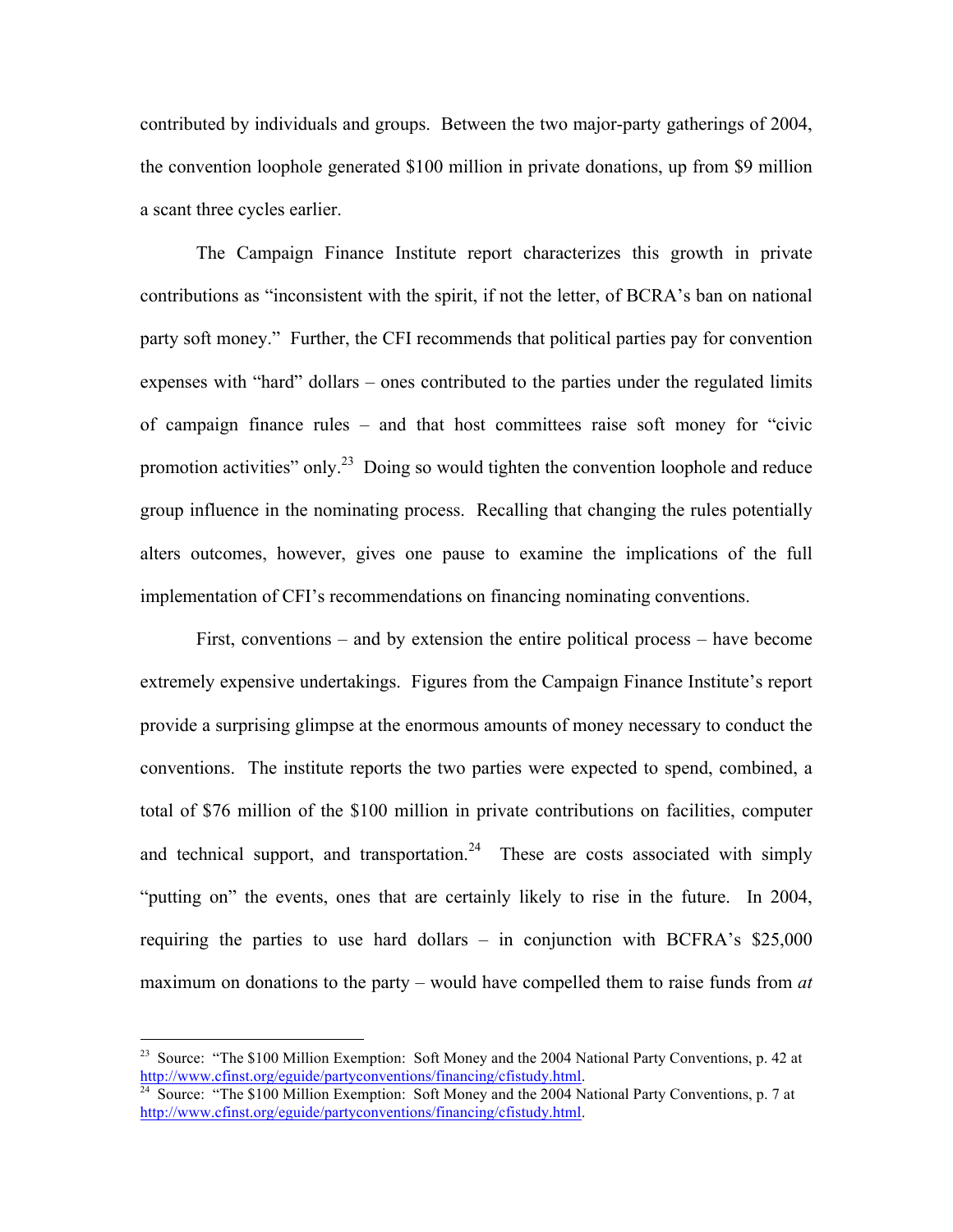contributed by individuals and groups. Between the two major-party gatherings of 2004, the convention loophole generated $100 million in private donations, up from $9 million a scant three cycles earlier.

The Campaign Finance Institute report characterizes this growth in private contributions as "inconsistent with the spirit, if not the letter, of BCRA's ban on national party soft money." Further, the CFI recommends that political parties pay for convention expenses with "hard" dollars – ones contributed to the parties under the regulated limits of campaign finance rules – and that host committees raise soft money for "civic promotion activities" only.[23] Doing so would tighten the convention loophole and reduce group influence in the nominating process. Recalling that changing the rules potentially alters outcomes, however, gives one pause to examine the implications of the full implementation of CFI's recommendations on financing nominating conventions.

First, conventions – and by extension the entire political process – have become extremely expensive undertakings. Figures from the Campaign Finance Institute's report provide a surprising glimpse at the enormous amounts of money necessary to conduct the conventions. The institute reports the two parties were expected to spend, combined, a total of $76 million of the $100 million in private contributions on facilities, computer and technical support, and transportation.[24] These are costs associated with simply "putting on" the events, ones that are certainly likely to rise in the future. In 2004, requiring the parties to use hard dollars – in conjunction with BCFRA's $25,000 maximum on donations to the party – would have compelled them to raise funds from *at*

---

[23] Source: "The $100 Million Exemption: Soft Money and the 2004 National Party Conventions, p. 42 at http://www.cfinst.org/eguide/partyconventions/financing/cfistudy.html.

[24] Source: "The $100 Million Exemption: Soft Money and the 2004 National Party Conventions, p. 7 at http://www.cfinst.org/eguide/partyconventions/financing/cfistudy.html.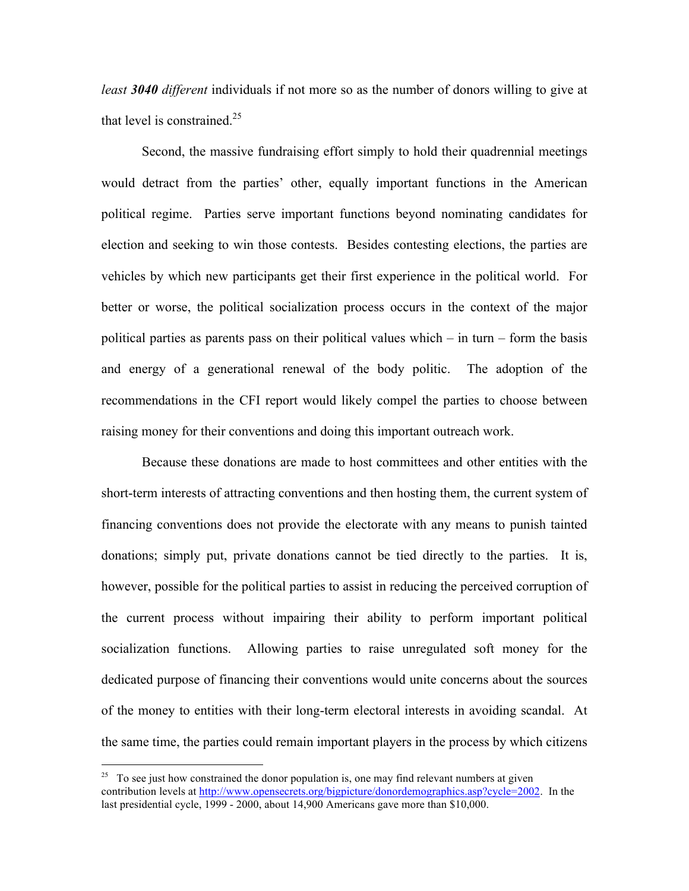*least **3040** different* individuals if not more so as the number of donors willing to give at that level is constrained.[25]

Second, the massive fundraising effort simply to hold their quadrennial meetings would detract from the parties' other, equally important functions in the American political regime. Parties serve important functions beyond nominating candidates for election and seeking to win those contests. Besides contesting elections, the parties are vehicles by which new participants get their first experience in the political world. For better or worse, the political socialization process occurs in the context of the major political parties as parents pass on their political values which – in turn – form the basis and energy of a generational renewal of the body politic. The adoption of the recommendations in the CFI report would likely compel the parties to choose between raising money for their conventions and doing this important outreach work.

Because these donations are made to host committees and other entities with the short-term interests of attracting conventions and then hosting them, the current system of financing conventions does not provide the electorate with any means to punish tainted donations; simply put, private donations cannot be tied directly to the parties. It is, however, possible for the political parties to assist in reducing the perceived corruption of the current process without impairing their ability to perform important political socialization functions. Allowing parties to raise unregulated soft money for the dedicated purpose of financing their conventions would unite concerns about the sources of the money to entities with their long-term electoral interests in avoiding scandal. At the same time, the parties could remain important players in the process by which citizens

---

[25] To see just how constrained the donor population is, one may find relevant numbers at given contribution levels at http://www.opensecrets.org/bigpicture/donordemographics.asp?cycle=2002. In the last presidential cycle, 1999 - 2000, about 14,900 Americans gave more than $10,000.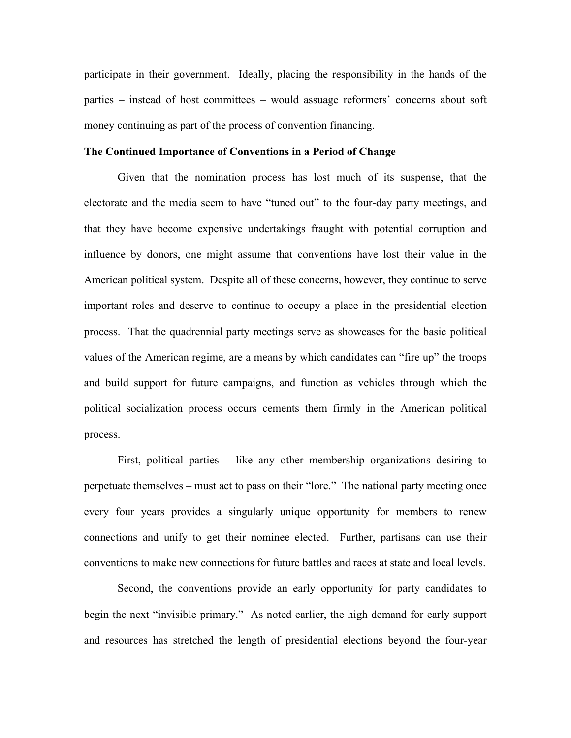participate in their government. Ideally, placing the responsibility in the hands of the parties – instead of host committees – would assuage reformers' concerns about soft money continuing as part of the process of convention financing.

**The Continued Importance of Conventions in a Period of Change**

Given that the nomination process has lost much of its suspense, that the electorate and the media seem to have "tuned out" to the four-day party meetings, and that they have become expensive undertakings fraught with potential corruption and influence by donors, one might assume that conventions have lost their value in the American political system. Despite all of these concerns, however, they continue to serve important roles and deserve to continue to occupy a place in the presidential election process. That the quadrennial party meetings serve as showcases for the basic political values of the American regime, are a means by which candidates can "fire up" the troops and build support for future campaigns, and function as vehicles through which the political socialization process occurs cements them firmly in the American political process.

First, political parties – like any other membership organizations desiring to perpetuate themselves – must act to pass on their "lore." The national party meeting once every four years provides a singularly unique opportunity for members to renew connections and unify to get their nominee elected. Further, partisans can use their conventions to make new connections for future battles and races at state and local levels.

Second, the conventions provide an early opportunity for party candidates to begin the next "invisible primary." As noted earlier, the high demand for early support and resources has stretched the length of presidential elections beyond the four-year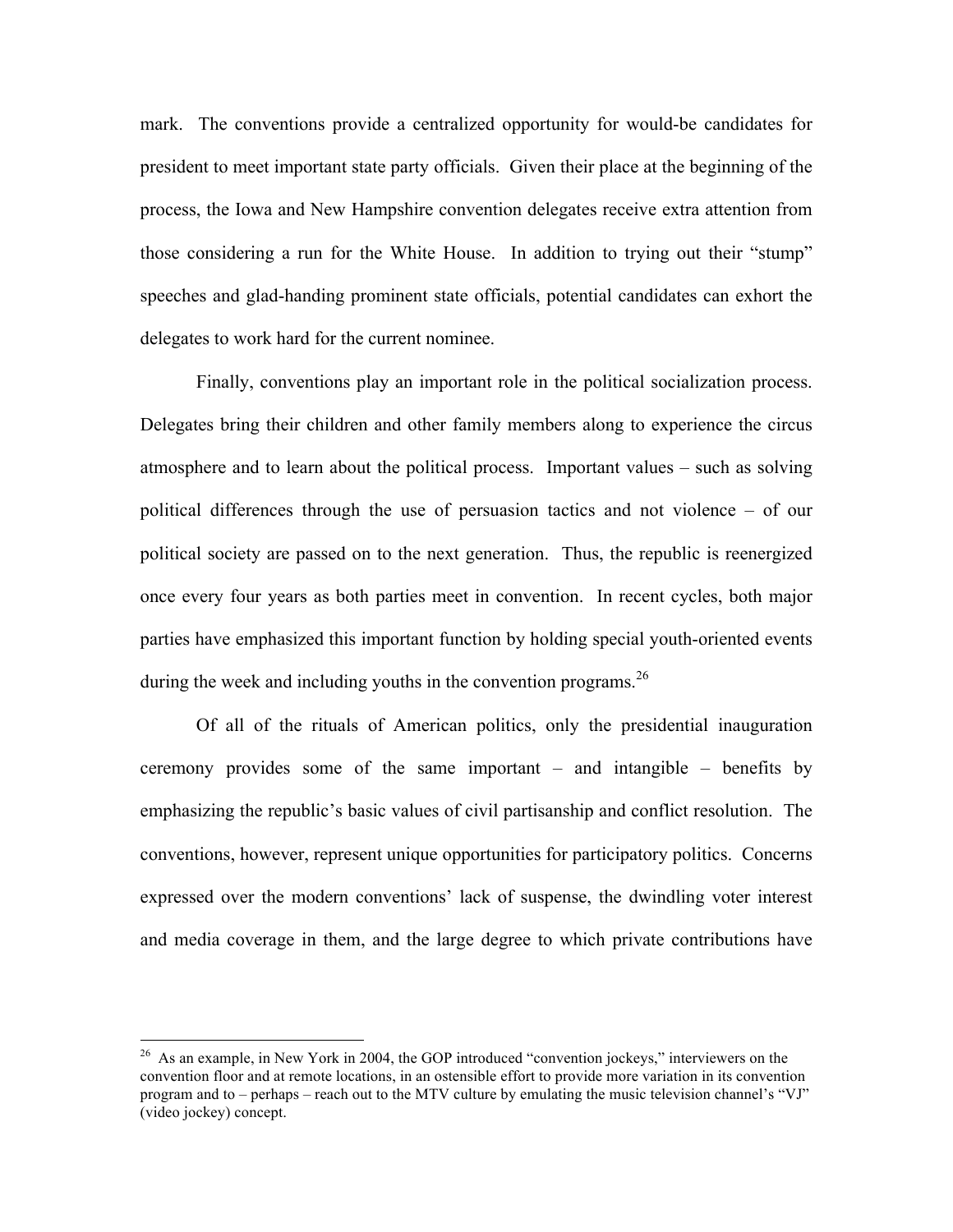mark. The conventions provide a centralized opportunity for would-be candidates for president to meet important state party officials. Given their place at the beginning of the process, the Iowa and New Hampshire convention delegates receive extra attention from those considering a run for the White House. In addition to trying out their "stump" speeches and glad-handing prominent state officials, potential candidates can exhort the delegates to work hard for the current nominee.

Finally, conventions play an important role in the political socialization process. Delegates bring their children and other family members along to experience the circus atmosphere and to learn about the political process. Important values – such as solving political differences through the use of persuasion tactics and not violence – of our political society are passed on to the next generation. Thus, the republic is reenergized once every four years as both parties meet in convention. In recent cycles, both major parties have emphasized this important function by holding special youth-oriented events during the week and including youths in the convention programs.[26]

Of all of the rituals of American politics, only the presidential inauguration ceremony provides some of the same important – and intangible – benefits by emphasizing the republic's basic values of civil partisanship and conflict resolution. The conventions, however, represent unique opportunities for participatory politics. Concerns expressed over the modern conventions' lack of suspense, the dwindling voter interest and media coverage in them, and the large degree to which private contributions have

---

[26] As an example, in New York in 2004, the GOP introduced "convention jockeys," interviewers on the convention floor and at remote locations, in an ostensible effort to provide more variation in its convention program and to – perhaps – reach out to the MTV culture by emulating the music television channel's "VJ" (video jockey) concept.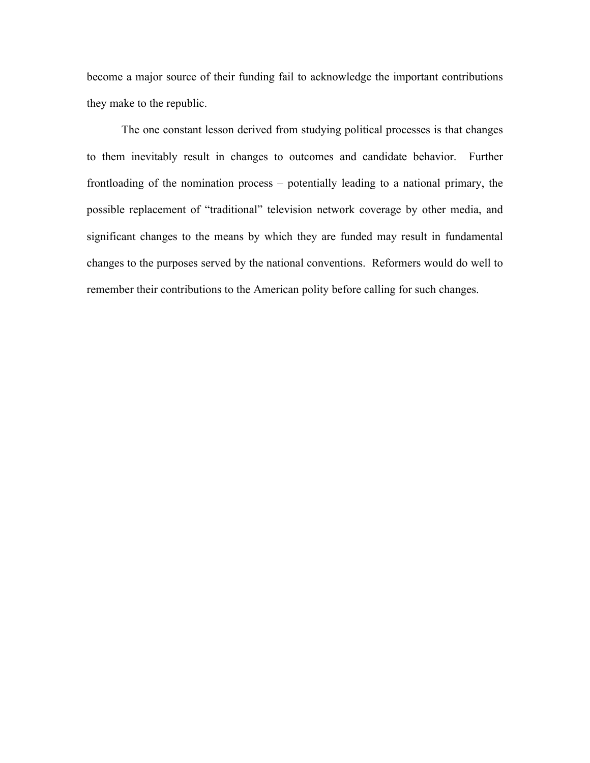become a major source of their funding fail to acknowledge the important contributions they make to the republic.

The one constant lesson derived from studying political processes is that changes to them inevitably result in changes to outcomes and candidate behavior. Further frontloading of the nomination process – potentially leading to a national primary, the possible replacement of "traditional" television network coverage by other media, and significant changes to the means by which they are funded may result in fundamental changes to the purposes served by the national conventions. Reformers would do well to remember their contributions to the American polity before calling for such changes.